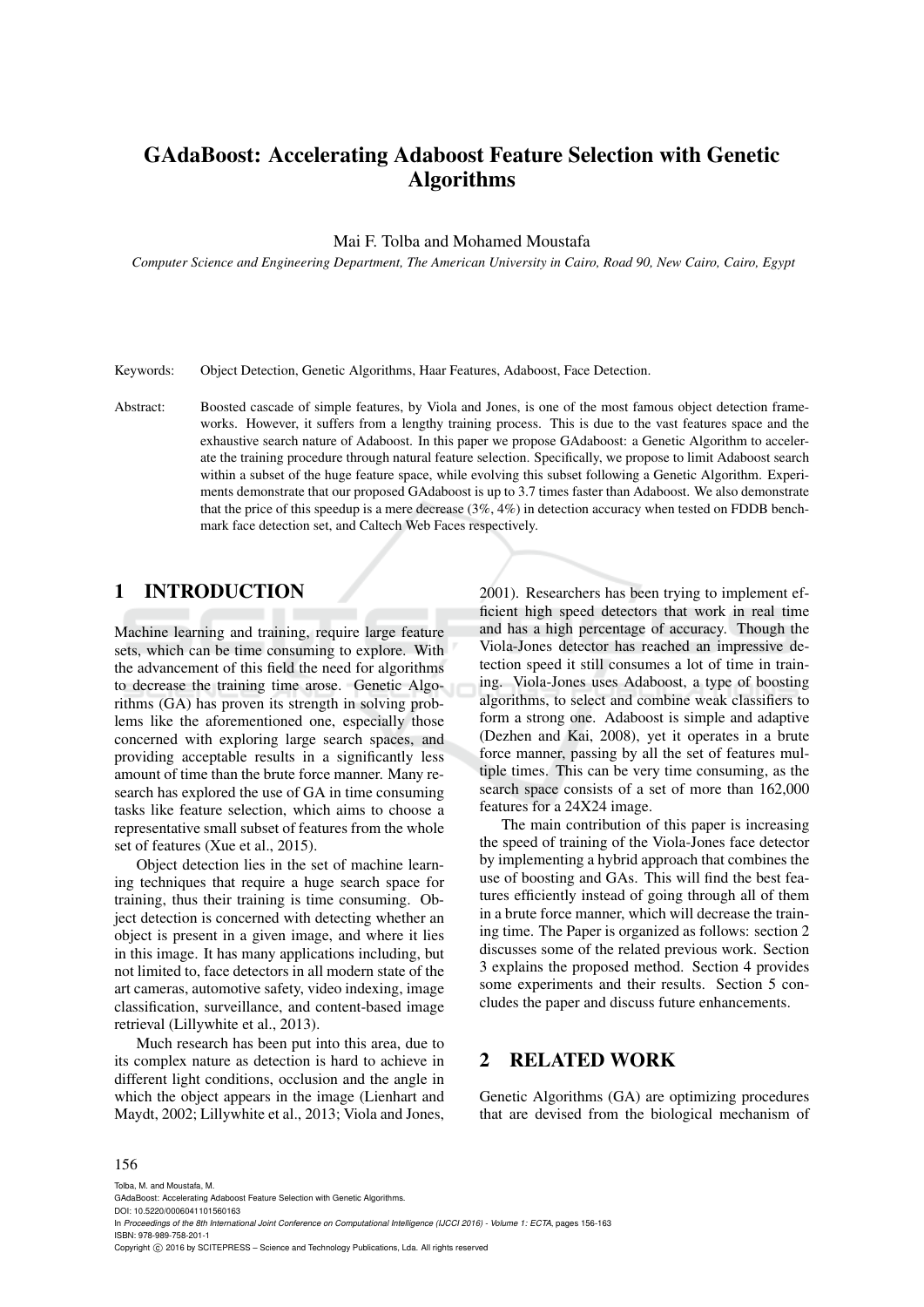# GAdaBoost: Accelerating Adaboost Feature Selection with Genetic Algorithms

Mai F. Tolba and Mohamed Moustafa

*Computer Science and Engineering Department, The American University in Cairo, Road 90, New Cairo, Cairo, Egypt*

Keywords: Object Detection, Genetic Algorithms, Haar Features, Adaboost, Face Detection.

Abstract: Boosted cascade of simple features, by Viola and Jones, is one of the most famous object detection frameworks. However, it suffers from a lengthy training process. This is due to the vast features space and the exhaustive search nature of Adaboost. In this paper we propose GAdaboost: a Genetic Algorithm to accelerate the training procedure through natural feature selection. Specifically, we propose to limit Adaboost search within a subset of the huge feature space, while evolving this subset following a Genetic Algorithm. Experiments demonstrate that our proposed GAdaboost is up to 3.7 times faster than Adaboost. We also demonstrate that the price of this speedup is a mere decrease (3%, 4%) in detection accuracy when tested on FDDB benchmark face detection set, and Caltech Web Faces respectively.

## 1 INTRODUCTION

Machine learning and training, require large feature sets, which can be time consuming to explore. With the advancement of this field the need for algorithms to decrease the training time arose. Genetic Algorithms (GA) has proven its strength in solving problems like the aforementioned one, especially those concerned with exploring large search spaces, and providing acceptable results in a significantly less amount of time than the brute force manner. Many research has explored the use of GA in time consuming tasks like feature selection, which aims to choose a representative small subset of features from the whole set of features (Xue et al., 2015).

Object detection lies in the set of machine learning techniques that require a huge search space for training, thus their training is time consuming. Object detection is concerned with detecting whether an object is present in a given image, and where it lies in this image. It has many applications including, but not limited to, face detectors in all modern state of the art cameras, automotive safety, video indexing, image classification, surveillance, and content-based image retrieval (Lillywhite et al., 2013).

Much research has been put into this area, due to its complex nature as detection is hard to achieve in different light conditions, occlusion and the angle in which the object appears in the image (Lienhart and Maydt, 2002; Lillywhite et al., 2013; Viola and Jones, 2001). Researchers has been trying to implement efficient high speed detectors that work in real time and has a high percentage of accuracy. Though the Viola-Jones detector has reached an impressive detection speed it still consumes a lot of time in training. Viola-Jones uses Adaboost, a type of boosting algorithms, to select and combine weak classifiers to form a strong one. Adaboost is simple and adaptive (Dezhen and Kai, 2008), yet it operates in a brute force manner, passing by all the set of features multiple times. This can be very time consuming, as the search space consists of a set of more than 162,000 features for a 24X24 image.

The main contribution of this paper is increasing the speed of training of the Viola-Jones face detector by implementing a hybrid approach that combines the use of boosting and GAs. This will find the best features efficiently instead of going through all of them in a brute force manner, which will decrease the training time. The Paper is organized as follows: section 2 discusses some of the related previous work. Section 3 explains the proposed method. Section 4 provides some experiments and their results. Section 5 concludes the paper and discuss future enhancements.

## 2 RELATED WORK

Genetic Algorithms (GA) are optimizing procedures that are devised from the biological mechanism of

Tolba, M. and Moustafa, M.
GAdaBoost: Accelerating Adaboost Feature Selection with Genetic Algorithms.
DOI: 10.5220/0006041101560163
In *Proceedings of the 8th International Joint Conference on Computational Intelligence (IJCCI 2016) - Volume 1: ECTA*, pages 156-163
ISBN: 978-989-758-201-1
Copyright © 2016 by SCITEPRESS – Science and Technology Publications, Lda. All rights reserved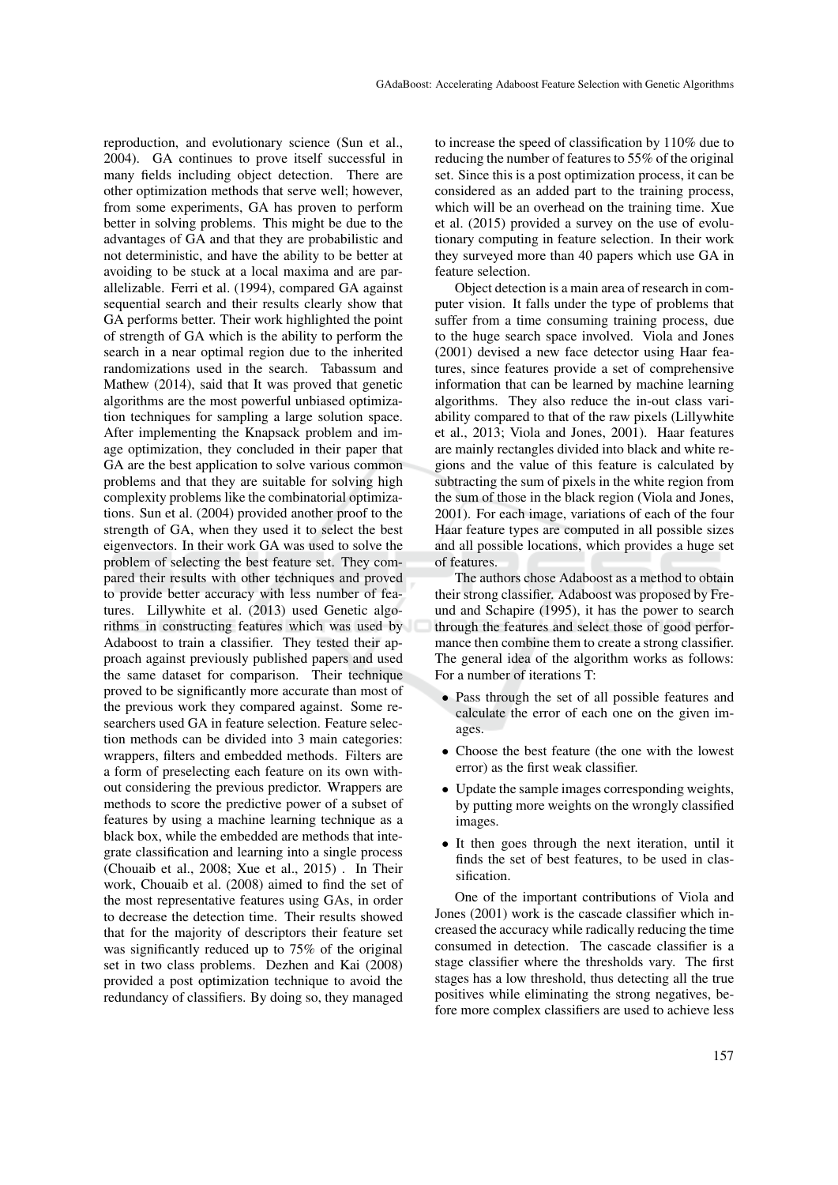reproduction, and evolutionary science (Sun et al., 2004). GA continues to prove itself successful in many fields including object detection. There are other optimization methods that serve well; however, from some experiments, GA has proven to perform better in solving problems. This might be due to the advantages of GA and that they are probabilistic and not deterministic, and have the ability to be better at avoiding to be stuck at a local maxima and are parallelizable. Ferri et al. (1994), compared GA against sequential search and their results clearly show that GA performs better. Their work highlighted the point of strength of GA which is the ability to perform the search in a near optimal region due to the inherited randomizations used in the search. Tabassum and Mathew (2014), said that It was proved that genetic algorithms are the most powerful unbiased optimization techniques for sampling a large solution space. After implementing the Knapsack problem and image optimization, they concluded in their paper that GA are the best application to solve various common problems and that they are suitable for solving high complexity problems like the combinatorial optimizations. Sun et al. (2004) provided another proof to the strength of GA, when they used it to select the best eigenvectors. In their work GA was used to solve the problem of selecting the best feature set. They compared their results with other techniques and proved to provide better accuracy with less number of features. Lillywhite et al. (2013) used Genetic algorithms in constructing features which was used by Adaboost to train a classifier. They tested their approach against previously published papers and used the same dataset for comparison. Their technique proved to be significantly more accurate than most of the previous work they compared against. Some researchers used GA in feature selection. Feature selection methods can be divided into 3 main categories: wrappers, filters and embedded methods. Filters are a form of preselecting each feature on its own without considering the previous predictor. Wrappers are methods to score the predictive power of a subset of features by using a machine learning technique as a black box, while the embedded are methods that integrate classification and learning into a single process (Chouaib et al., 2008; Xue et al., 2015) . In Their work, Chouaib et al. (2008) aimed to find the set of the most representative features using GAs, in order to decrease the detection time. Their results showed that for the majority of descriptors their feature set was significantly reduced up to 75% of the original set in two class problems. Dezhen and Kai (2008) provided a post optimization technique to avoid the redundancy of classifiers. By doing so, they managed to increase the speed of classification by 110% due to reducing the number of features to 55% of the original set. Since this is a post optimization process, it can be considered as an added part to the training process, which will be an overhead on the training time. Xue et al. (2015) provided a survey on the use of evolutionary computing in feature selection. In their work they surveyed more than 40 papers which use GA in feature selection.

Object detection is a main area of research in computer vision. It falls under the type of problems that suffer from a time consuming training process, due to the huge search space involved. Viola and Jones (2001) devised a new face detector using Haar features, since features provide a set of comprehensive information that can be learned by machine learning algorithms. They also reduce the in-out class variability compared to that of the raw pixels (Lillywhite et al., 2013; Viola and Jones, 2001). Haar features are mainly rectangles divided into black and white regions and the value of this feature is calculated by subtracting the sum of pixels in the white region from the sum of those in the black region (Viola and Jones, 2001). For each image, variations of each of the four Haar feature types are computed in all possible sizes and all possible locations, which provides a huge set of features.

The authors chose Adaboost as a method to obtain their strong classifier. Adaboost was proposed by Freund and Schapire (1995), it has the power to search through the features and select those of good performance then combine them to create a strong classifier. The general idea of the algorithm works as follows: For a number of iterations T:

- Pass through the set of all possible features and calculate the error of each one on the given images.
- Choose the best feature (the one with the lowest error) as the first weak classifier.
- Update the sample images corresponding weights, by putting more weights on the wrongly classified images.
- It then goes through the next iteration, until it finds the set of best features, to be used in classification.

One of the important contributions of Viola and Jones (2001) work is the cascade classifier which increased the accuracy while radically reducing the time consumed in detection. The cascade classifier is a stage classifier where the thresholds vary. The first stages has a low threshold, thus detecting all the true positives while eliminating the strong negatives, before more complex classifiers are used to achieve less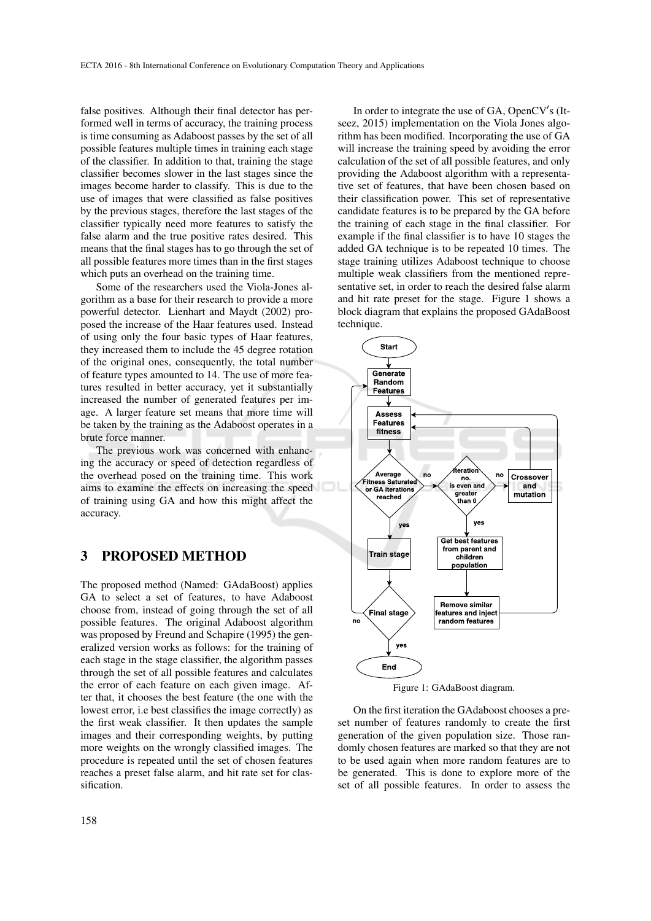false positives. Although their final detector has performed well in terms of accuracy, the training process is time consuming as Adaboost passes by the set of all possible features multiple times in training each stage of the classifier. In addition to that, training the stage classifier becomes slower in the last stages since the images become harder to classify. This is due to the use of images that were classified as false positives by the previous stages, therefore the last stages of the classifier typically need more features to satisfy the false alarm and the true positive rates desired. This means that the final stages has to go through the set of all possible features more times than in the first stages which puts an overhead on the training time.

Some of the researchers used the Viola-Jones algorithm as a base for their research to provide a more powerful detector. Lienhart and Maydt (2002) proposed the increase of the Haar features used. Instead of using only the four basic types of Haar features, they increased them to include the 45 degree rotation of the original ones, consequently, the total number of feature types amounted to 14. The use of more features resulted in better accuracy, yet it substantially increased the number of generated features per image. A larger feature set means that more time will be taken by the training as the Adaboost operates in a brute force manner.

The previous work was concerned with enhancing the accuracy or speed of detection regardless of the overhead posed on the training time. This work aims to examine the effects on increasing the speed of training using GA and how this might affect the accuracy.

## 3 PROPOSED METHOD

The proposed method (Named: GAdaBoost) applies GA to select a set of features, to have Adaboost choose from, instead of going through the set of all possible features. The original Adaboost algorithm was proposed by Freund and Schapire (1995) the generalized version works as follows: for the training of each stage in the stage classifier, the algorithm passes through the set of all possible features and calculates the error of each feature on each given image. After that, it chooses the best feature (the one with the lowest error, i.e best classifies the image correctly) as the first weak classifier. It then updates the sample images and their corresponding weights, by putting more weights on the wrongly classified images. The procedure is repeated until the set of chosen features reaches a preset false alarm, and hit rate set for classification.

In order to integrate the use of GA, OpenCV′s (Itseez, 2015) implementation on the Viola Jones algorithm has been modified. Incorporating the use of GA will increase the training speed by avoiding the error calculation of the set of all possible features, and only providing the Adaboost algorithm with a representative set of features, that have been chosen based on their classification power. This set of representative candidate features is to be prepared by the GA before the training of each stage in the final classifier. For example if the final classifier is to have 10 stages the added GA technique is to be repeated 10 times. The stage training utilizes Adaboost technique to choose multiple weak classifiers from the mentioned representative set, in order to reach the desired false alarm and hit rate preset for the stage. Figure 1 shows a block diagram that explains the proposed GAdaBoost technique.

Figure 1: GAdaBoost diagram.

On the first iteration the GAdaboost chooses a preset number of features randomly to create the first generation of the given population size. Those randomly chosen features are marked so that they are not to be used again when more random features are to be generated. This is done to explore more of the set of all possible features. In order to assess the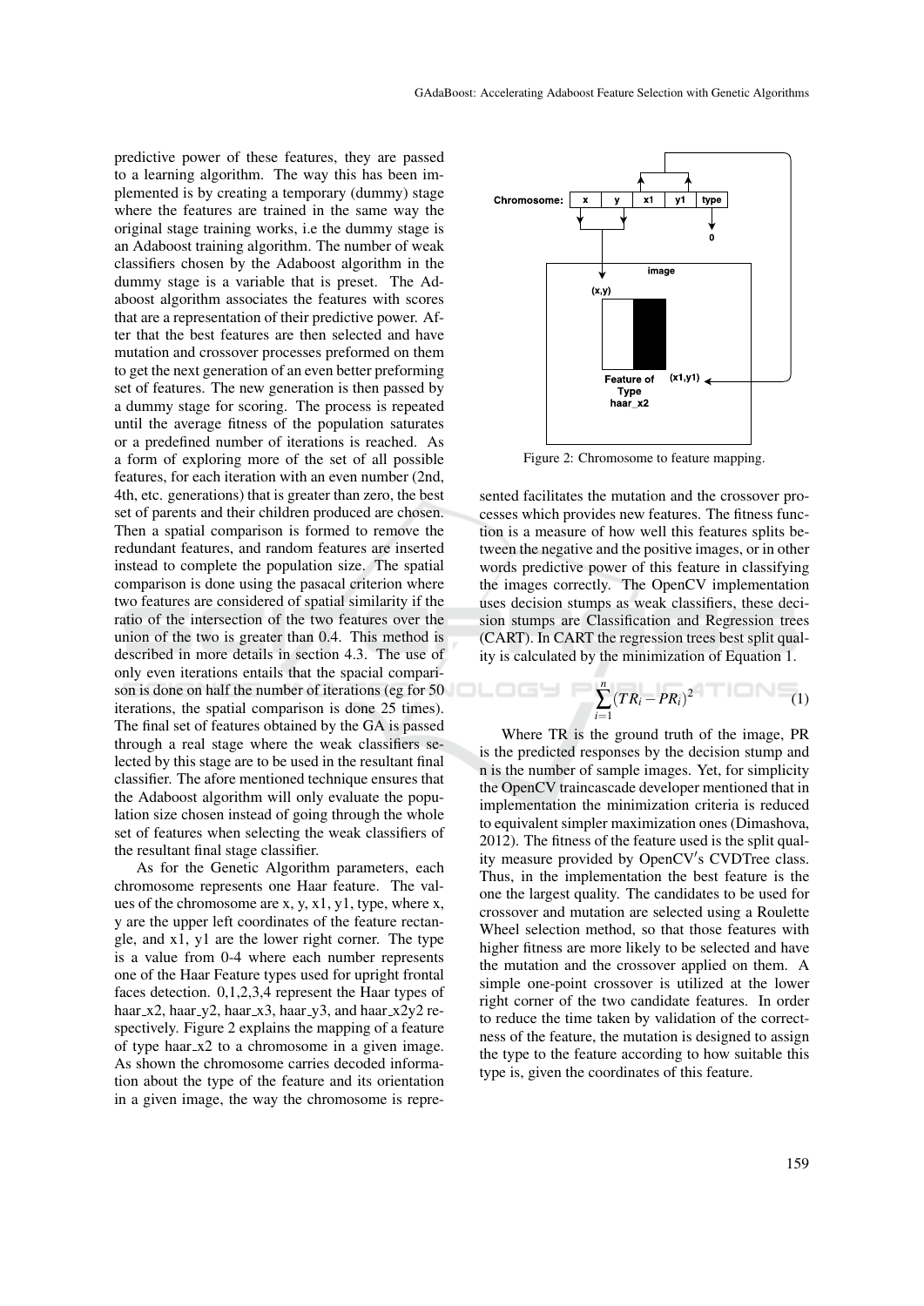predictive power of these features, they are passed to a learning algorithm. The way this has been implemented is by creating a temporary (dummy) stage where the features are trained in the same way the original stage training works, i.e the dummy stage is an Adaboost training algorithm. The number of weak classifiers chosen by the Adaboost algorithm in the dummy stage is a variable that is preset. The Adaboost algorithm associates the features with scores that are a representation of their predictive power. After that the best features are then selected and have mutation and crossover processes preformed on them to get the next generation of an even better preforming set of features. The new generation is then passed by a dummy stage for scoring. The process is repeated until the average fitness of the population saturates or a predefined number of iterations is reached. As a form of exploring more of the set of all possible features, for each iteration with an even number (2nd, 4th, etc. generations) that is greater than zero, the best set of parents and their children produced are chosen. Then a spatial comparison is formed to remove the redundant features, and random features are inserted instead to complete the population size. The spatial comparison is done using the pasacal criterion where two features are considered of spatial similarity if the ratio of the intersection of the two features over the union of the two is greater than 0.4. This method is described in more details in section 4.3. The use of only even iterations entails that the spacial comparison is done on half the number of iterations (eg for 50 iterations, the spatial comparison is done 25 times). The final set of features obtained by the GA is passed through a real stage where the weak classifiers selected by this stage are to be used in the resultant final classifier. The afore mentioned technique ensures that the Adaboost algorithm will only evaluate the population size chosen instead of going through the whole set of features when selecting the weak classifiers of the resultant final stage classifier.

As for the Genetic Algorithm parameters, each chromosome represents one Haar feature. The values of the chromosome are x, y, x1, y1, type, where x, y are the upper left coordinates of the feature rectangle, and x1, y1 are the lower right corner. The type is a value from 0-4 where each number represents one of the Haar Feature types used for upright frontal faces detection. 0,1,2,3,4 represent the Haar types of haar_x2, haar_y2, haar_x3, haar_y3, and haar_x2y2 respectively. Figure 2 explains the mapping of a feature of type haar_x2 to a chromosome in a given image. As shown the chromosome carries decoded information about the type of the feature and its orientation in a given image, the way the chromosome is represented facilitates the mutation and the crossover processes which provides new features. The fitness function is a measure of how well this features splits between the negative and the positive images, or in other words predictive power of this feature in classifying the images correctly. The OpenCV implementation uses decision stumps as weak classifiers, these decision stumps are Classification and Regression trees (CART). In CART the regression trees best split quality is calculated by the minimization of Equation 1.

Figure 2: Chromosome to feature mapping.

$$\sum_{i=1}^{n}(TR_i - PR_i)^2 \tag{1}$$

Where TR is the ground truth of the image, PR is the predicted responses by the decision stump and n is the number of sample images. Yet, for simplicity the OpenCV traincascade developer mentioned that in implementation the minimization criteria is reduced to equivalent simpler maximization ones (Dimashova, 2012). The fitness of the feature used is the split quality measure provided by OpenCV′s CVDTree class. Thus, in the implementation the best feature is the one the largest quality. The candidates to be used for crossover and mutation are selected using a Roulette Wheel selection method, so that those features with higher fitness are more likely to be selected and have the mutation and the crossover applied on them. A simple one-point crossover is utilized at the lower right corner of the two candidate features. In order to reduce the time taken by validation of the correctness of the feature, the mutation is designed to assign the type to the feature according to how suitable this type is, given the coordinates of this feature.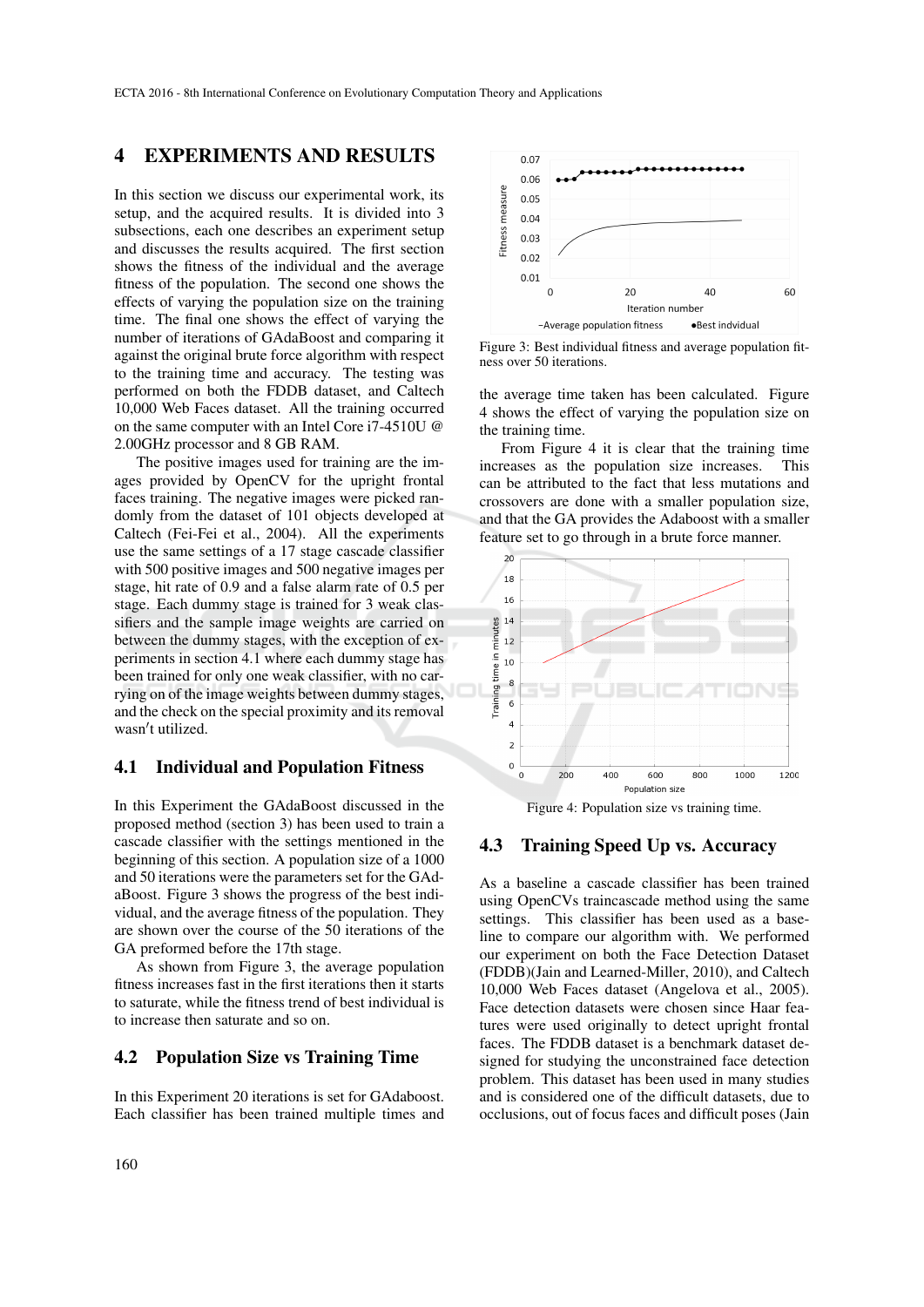## 4 EXPERIMENTS AND RESULTS

In this section we discuss our experimental work, its setup, and the acquired results. It is divided into 3 subsections, each one describes an experiment setup and discusses the results acquired. The first section shows the fitness of the individual and the average fitness of the population. The second one shows the effects of varying the population size on the training time. The final one shows the effect of varying the number of iterations of GAdaBoost and comparing it against the original brute force algorithm with respect to the training time and accuracy. The testing was performed on both the FDDB dataset, and Caltech 10,000 Web Faces dataset. All the training occurred on the same computer with an Intel Core i7-4510U @ 2.00GHz processor and 8 GB RAM.

The positive images used for training are the images provided by OpenCV for the upright frontal faces training. The negative images were picked randomly from the dataset of 101 objects developed at Caltech (Fei-Fei et al., 2004). All the experiments use the same settings of a 17 stage cascade classifier with 500 positive images and 500 negative images per stage, hit rate of 0.9 and a false alarm rate of 0.5 per stage. Each dummy stage is trained for 3 weak classifiers and the sample image weights are carried on between the dummy stages, with the exception of experiments in section 4.1 where each dummy stage has been trained for only one weak classifier, with no carrying on of the image weights between dummy stages, and the check on the special proximity and its removal wasn′t utilized.

### 4.1 Individual and Population Fitness

In this Experiment the GAdaBoost discussed in the proposed method (section 3) has been used to train a cascade classifier with the settings mentioned in the beginning of this section. A population size of a 1000 and 50 iterations were the parameters set for the GAdaBoost. Figure 3 shows the progress of the best individual, and the average fitness of the population. They are shown over the course of the 50 iterations of the GA preformed before the 17th stage.

As shown from Figure 3, the average population fitness increases fast in the first iterations then it starts to saturate, while the fitness trend of best individual is to increase then saturate and so on.

### 4.2 Population Size vs Training Time

In this Experiment 20 iterations is set for GAdaboost. Each classifier has been trained multiple times and the average time taken has been calculated. Figure 4 shows the effect of varying the population size on the training time.

Figure 3: Best individual fitness and average population fitness over 50 iterations.

From Figure 4 it is clear that the training time increases as the population size increases. This can be attributed to the fact that less mutations and crossovers are done with a smaller population size, and that the GA provides the Adaboost with a smaller feature set to go through in a brute force manner.

Figure 4: Population size vs training time.

### 4.3 Training Speed Up vs. Accuracy

As a baseline a cascade classifier has been trained using OpenCVs traincascade method using the same settings. This classifier has been used as a baseline to compare our algorithm with. We performed our experiment on both the Face Detection Dataset (FDDB)(Jain and Learned-Miller, 2010), and Caltech 10,000 Web Faces dataset (Angelova et al., 2005). Face detection datasets were chosen since Haar features were used originally to detect upright frontal faces. The FDDB dataset is a benchmark dataset designed for studying the unconstrained face detection problem. This dataset has been used in many studies and is considered one of the difficult datasets, due to occlusions, out of focus faces and difficult poses (Jain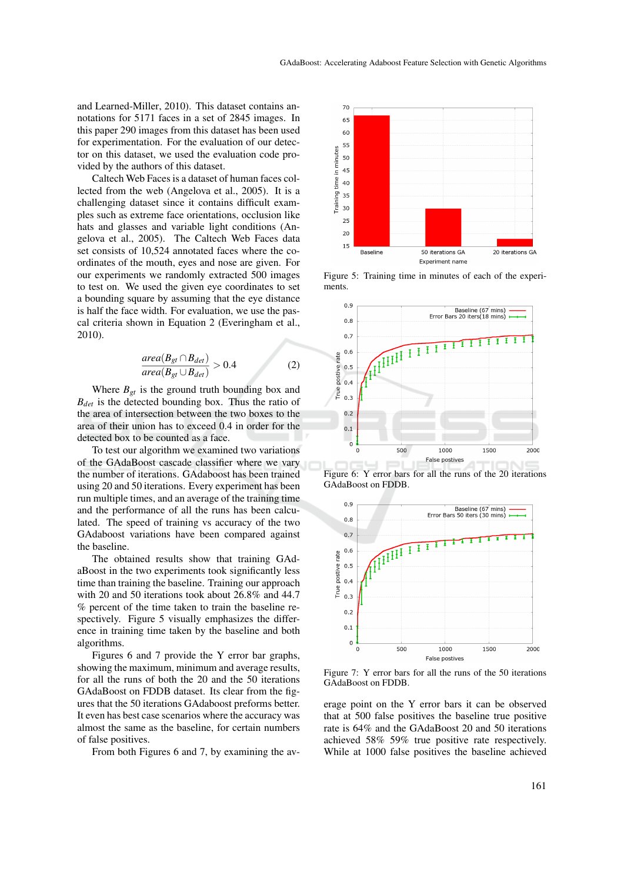and Learned-Miller, 2010). This dataset contains annotations for 5171 faces in a set of 2845 images. In this paper 290 images from this dataset has been used for experimentation. For the evaluation of our detector on this dataset, we used the evaluation code provided by the authors of this dataset.

Caltech Web Faces is a dataset of human faces collected from the web (Angelova et al., 2005). It is a challenging dataset since it contains difficult examples such as extreme face orientations, occlusion like hats and glasses and variable light conditions (Angelova et al., 2005). The Caltech Web Faces data set consists of 10,524 annotated faces where the coordinates of the mouth, eyes and nose are given. For our experiments we randomly extracted 500 images to test on. We used the given eye coordinates to set a bounding square by assuming that the eye distance is half the face width. For evaluation, we use the pascal criteria shown in Equation 2 (Everingham et al., 2010).

$$\frac{area(B_{gt} \cap B_{det})}{area(B_{gt} \cup B_{det})} > 0.4 \tag{2}$$

Where $B_{gt}$ is the ground truth bounding box and $B_{det}$ is the detected bounding box. Thus the ratio of the area of intersection between the two boxes to the area of their union has to exceed 0.4 in order for the detected box to be counted as a face.

To test our algorithm we examined two variations of the GAdaBoost cascade classifier where we vary the number of iterations. GAdaboost has been trained using 20 and 50 iterations. Every experiment has been run multiple times, and an average of the training time and the performance of all the runs has been calculated. The speed of training vs accuracy of the two GAdaboost variations have been compared against the baseline.

The obtained results show that training GAdaBoost in the two experiments took significantly less time than training the baseline. Training our approach with 20 and 50 iterations took about 26.8% and 44.7 % percent of the time taken to train the baseline respectively. Figure 5 visually emphasizes the difference in training time taken by the baseline and both algorithms.

Figures 6 and 7 provide the Y error bar graphs, showing the maximum, minimum and average results, for all the runs of both the 20 and the 50 iterations GAdaBoost on FDDB dataset. Its clear from the figures that the 50 iterations GAdaboost preforms better. It even has best case scenarios where the accuracy was almost the same as the baseline, for certain numbers of false positives.

From both Figures 6 and 7, by examining the average point on the Y error bars it can be observed that at 500 false positives the baseline true positive rate is 64% and the GAdaBoost 20 and 50 iterations achieved 58% 59% true positive rate respectively. While at 1000 false positives the baseline achieved

Figure 5: Training time in minutes of each of the experiments.

Figure 6: Y error bars for all the runs of the 20 iterations GAdaBoost on FDDB.

Figure 7: Y error bars for all the runs of the 50 iterations GAdaBoost on FDDB.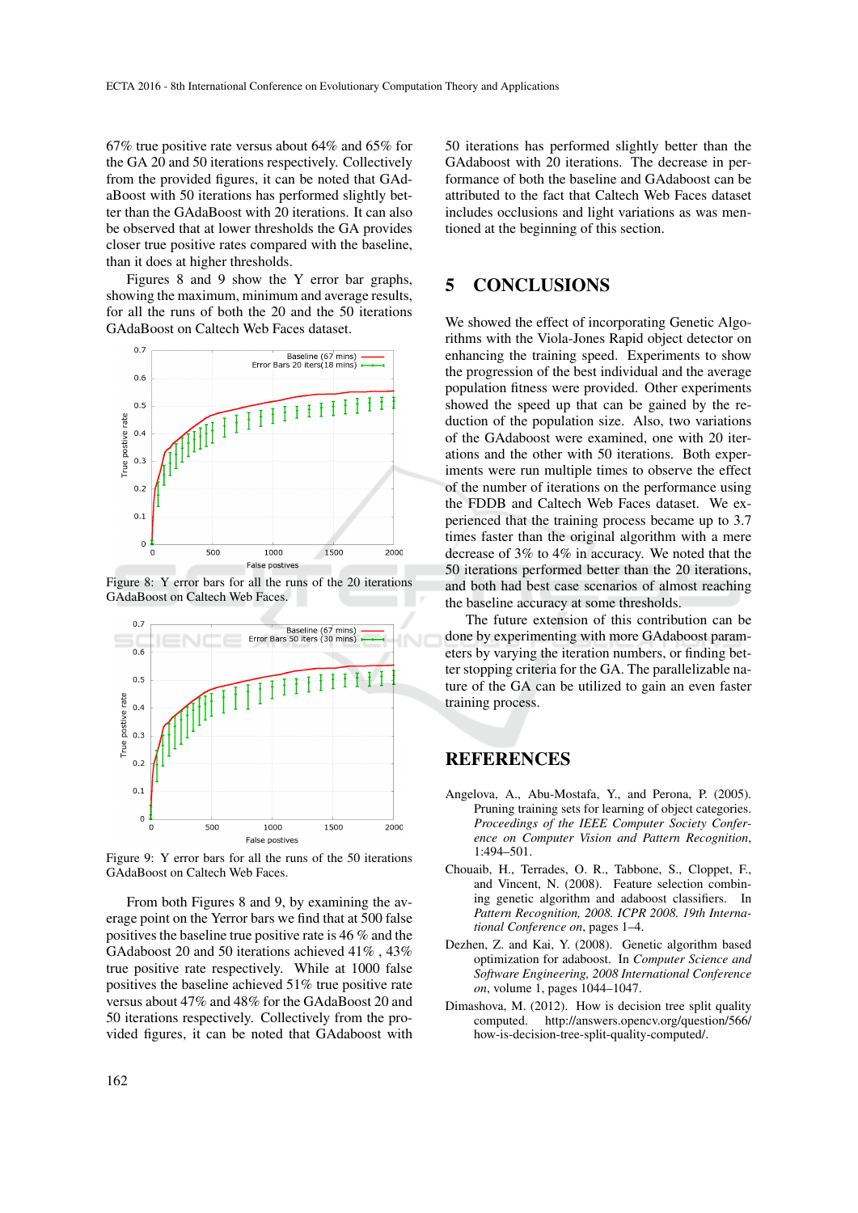67% true positive rate versus about 64% and 65% for the GA 20 and 50 iterations respectively. Collectively from the provided figures, it can be noted that GAdaBoost with 50 iterations has performed slightly better than the GAdaBoost with 20 iterations. It can also be observed that at lower thresholds the GA provides closer true positive rates compared with the baseline, than it does at higher thresholds.

Figures 8 and 9 show the Y error bar graphs, showing the maximum, minimum and average results, for all the runs of both the 20 and the 50 iterations GAdaBoost on Caltech Web Faces dataset.

Figure 8: Y error bars for all the runs of the 20 iterations GAdaBoost on Caltech Web Faces.

Figure 9: Y error bars for all the runs of the 50 iterations GAdaBoost on Caltech Web Faces.

From both Figures 8 and 9, by examining the average point on the Yerror bars we find that at 500 false positives the baseline true positive rate is 46 % and the GAdaboost 20 and 50 iterations achieved 41% , 43% true positive rate respectively. While at 1000 false positives the baseline achieved 51% true positive rate versus about 47% and 48% for the GAdaBoost 20 and 50 iterations respectively. Collectively from the provided figures, it can be noted that GAdaboost with 50 iterations has performed slightly better than the GAdaboost with 20 iterations. The decrease in performance of both the baseline and GAdaboost can be attributed to the fact that Caltech Web Faces dataset includes occlusions and light variations as was mentioned at the beginning of this section.

## 5 CONCLUSIONS

We showed the effect of incorporating Genetic Algorithms with the Viola-Jones Rapid object detector on enhancing the training speed. Experiments to show the progression of the best individual and the average population fitness were provided. Other experiments showed the speed up that can be gained by the reduction of the population size. Also, two variations of the GAdaboost were examined, one with 20 iterations and the other with 50 iterations. Both experiments were run multiple times to observe the effect of the number of iterations on the performance using the FDDB and Caltech Web Faces dataset. We experienced that the training process became up to 3.7 times faster than the original algorithm with a mere decrease of 3% to 4% in accuracy. We noted that the 50 iterations performed better than the 20 iterations, and both had best case scenarios of almost reaching the baseline accuracy at some thresholds.

The future extension of this contribution can be done by experimenting with more GAdaboost parameters by varying the iteration numbers, or finding better stopping criteria for the GA. The parallelizable nature of the GA can be utilized to gain an even faster training process.

## REFERENCES

Angelova, A., Abu-Mostafa, Y., and Perona, P. (2005). Pruning training sets for learning of object categories. *Proceedings of the IEEE Computer Society Conference on Computer Vision and Pattern Recognition*, 1:494–501.

Chouaib, H., Terrades, O. R., Tabbone, S., Cloppet, F., and Vincent, N. (2008). Feature selection combining genetic algorithm and adaboost classifiers. In *Pattern Recognition, 2008. ICPR 2008. 19th International Conference on*, pages 1–4.

Dezhen, Z. and Kai, Y. (2008). Genetic algorithm based optimization for adaboost. In *Computer Science and Software Engineering, 2008 International Conference on*, volume 1, pages 1044–1047.

Dimashova, M. (2012). How is decision tree split quality computed. http://answers.opencv.org/question/566/how-is-decision-tree-split-quality-computed/.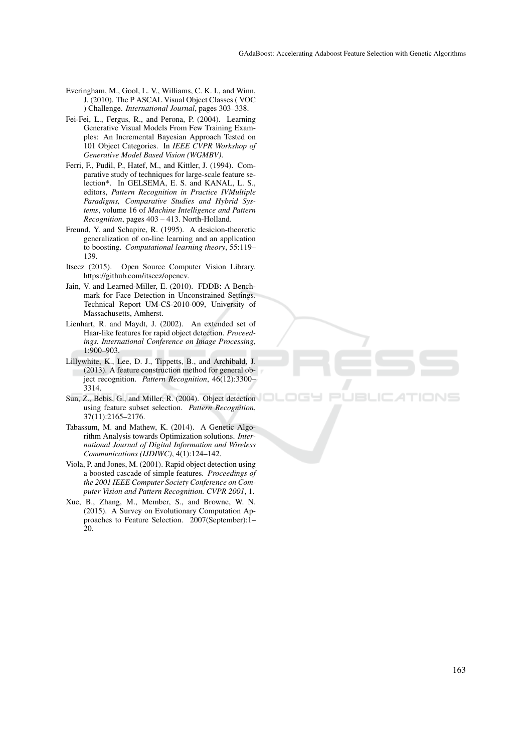Everingham, M., Gool, L. V., Williams, C. K. I., and Winn, J. (2010). The P ASCAL Visual Object Classes ( VOC ) Challenge. *International Journal*, pages 303–338.

Fei-Fei, L., Fergus, R., and Perona, P. (2004). Learning Generative Visual Models From Few Training Examples: An Incremental Bayesian Approach Tested on 101 Object Categories. In *IEEE CVPR Workshop of Generative Model Based Vision (WGMBV)*.

Ferri, F., Pudil, P., Hatef, M., and Kittler, J. (1994). Comparative study of techniques for large-scale feature selection*. In GELSEMA, E. S. and KANAL, L. S., editors, *Pattern Recognition in Practice IVMultiple Paradigms, Comparative Studies and Hybrid Systems*, volume 16 of *Machine Intelligence and Pattern Recognition*, pages 403 – 413. North-Holland.

Freund, Y. and Schapire, R. (1995). A desicion-theoretic generalization of on-line learning and an application to boosting. *Computational learning theory*, 55:119–139.

Itseez (2015). Open Source Computer Vision Library. https://github.com/itseez/opencv.

Jain, V. and Learned-Miller, E. (2010). FDDB: A Benchmark for Face Detection in Unconstrained Settings. Technical Report UM-CS-2010-009, University of Massachusetts, Amherst.

Lienhart, R. and Maydt, J. (2002). An extended set of Haar-like features for rapid object detection. *Proceedings. International Conference on Image Processing*, 1:900–903.

Lillywhite, K., Lee, D. J., Tippetts, B., and Archibald, J. (2013). A feature construction method for general object recognition. *Pattern Recognition*, 46(12):3300–3314.

Sun, Z., Bebis, G., and Miller, R. (2004). Object detection using feature subset selection. *Pattern Recognition*, 37(11):2165–2176.

Tabassum, M. and Mathew, K. (2014). A Genetic Algorithm Analysis towards Optimization solutions. *International Journal of Digital Information and Wireless Communications (IJDIWC)*, 4(1):124–142.

Viola, P. and Jones, M. (2001). Rapid object detection using a boosted cascade of simple features. *Proceedings of the 2001 IEEE Computer Society Conference on Computer Vision and Pattern Recognition. CVPR 2001*, 1.

Xue, B., Zhang, M., Member, S., and Browne, W. N. (2015). A Survey on Evolutionary Computation Approaches to Feature Selection. 2007(September):1–20.